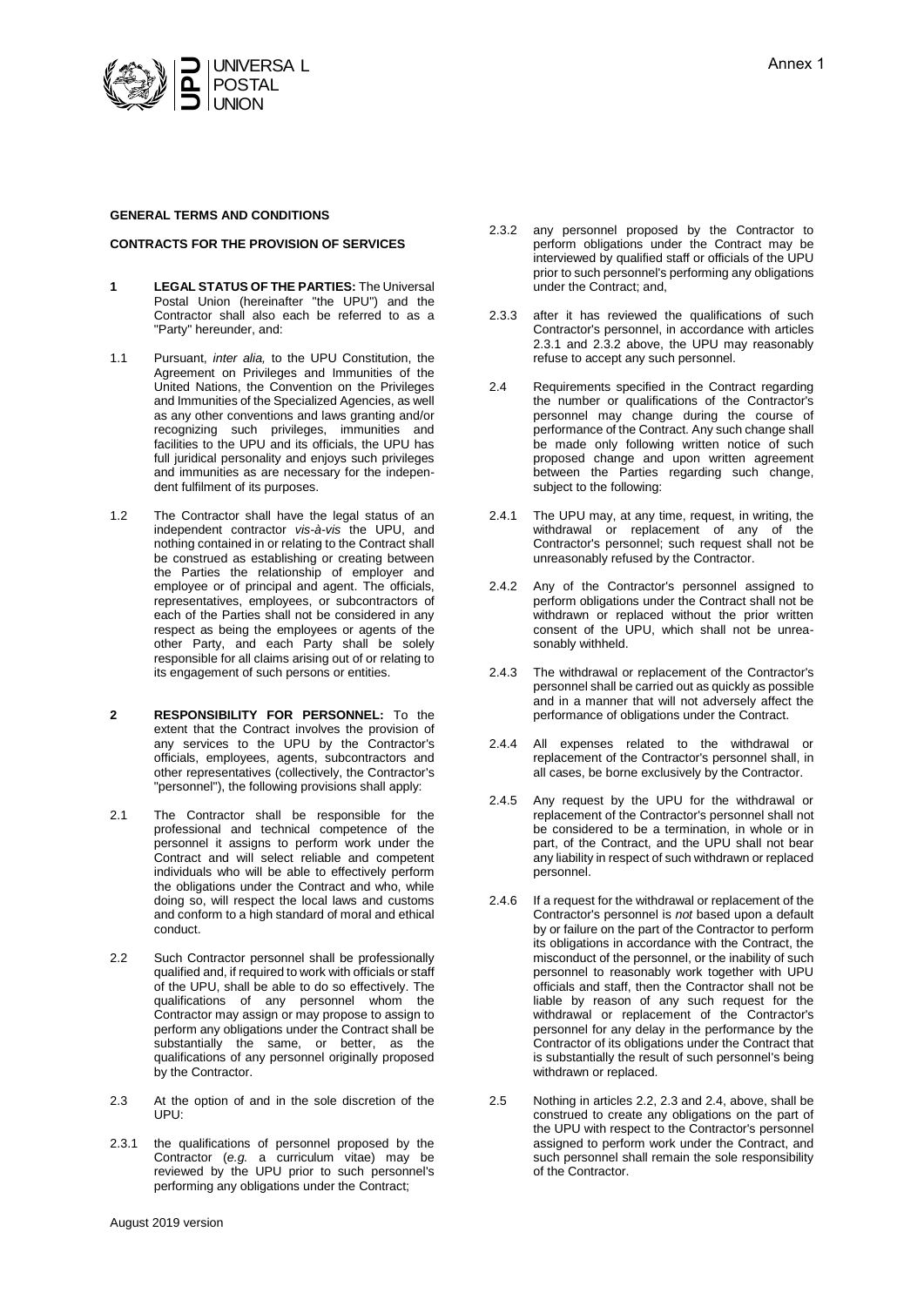Annex 1

**GENERAL TERMS AND CONDITIONS**

**CONTRACTS FOR THE PROVISION OF SERVICES**

**1 LEGAL STATUS OF THE PARTIES:** The Universal Postal Union (hereinafter "the UPU") and the Contractor shall also each be referred to as a "Party" hereunder, and:

1.1 Pursuant, *inter alia,* to the UPU Constitution, the Agreement on Privileges and Immunities of the United Nations, the Convention on the Privileges and Immunities of the Specialized Agencies, as well as any other conventions and laws granting and/or recognizing such privileges, immunities and facilities to the UPU and its officials, the UPU has full juridical personality and enjoys such privileges and immunities as are necessary for the independent fulfilment of its purposes.

1.2 The Contractor shall have the legal status of an independent contractor *vis-à-vis* the UPU, and nothing contained in or relating to the Contract shall be construed as establishing or creating between the Parties the relationship of employer and employee or of principal and agent. The officials, representatives, employees, or subcontractors of each of the Parties shall not be considered in any respect as being the employees or agents of the other Party, and each Party shall be solely responsible for all claims arising out of or relating to its engagement of such persons or entities.

**2 RESPONSIBILITY FOR PERSONNEL:** To the extent that the Contract involves the provision of any services to the UPU by the Contractor's officials, employees, agents, subcontractors and other representatives (collectively, the Contractor's "personnel"), the following provisions shall apply:

2.1 The Contractor shall be responsible for the professional and technical competence of the personnel it assigns to perform work under the Contract and will select reliable and competent individuals who will be able to effectively perform the obligations under the Contract and who, while doing so, will respect the local laws and customs and conform to a high standard of moral and ethical conduct.

2.2 Such Contractor personnel shall be professionally qualified and, if required to work with officials or staff of the UPU, shall be able to do so effectively. The qualifications of any personnel whom the Contractor may assign or may propose to assign to perform any obligations under the Contract shall be substantially the same, or better, as the qualifications of any personnel originally proposed by the Contractor.

2.3 At the option of and in the sole discretion of the UPU:

2.3.1 the qualifications of personnel proposed by the Contractor (*e.g.* a curriculum vitae) may be reviewed by the UPU prior to such personnel's performing any obligations under the Contract;

2.3.2 any personnel proposed by the Contractor to perform obligations under the Contract may be interviewed by qualified staff or officials of the UPU prior to such personnel's performing any obligations under the Contract; and,

2.3.3 after it has reviewed the qualifications of such Contractor's personnel, in accordance with articles 2.3.1 and 2.3.2 above, the UPU may reasonably refuse to accept any such personnel.

2.4 Requirements specified in the Contract regarding the number or qualifications of the Contractor's personnel may change during the course of performance of the Contract. Any such change shall be made only following written notice of such proposed change and upon written agreement between the Parties regarding such change, subject to the following:

2.4.1 The UPU may, at any time, request, in writing, the withdrawal or replacement of any of the Contractor's personnel; such request shall not be unreasonably refused by the Contractor.

2.4.2 Any of the Contractor's personnel assigned to perform obligations under the Contract shall not be withdrawn or replaced without the prior written consent of the UPU, which shall not be unreasonably withheld.

2.4.3 The withdrawal or replacement of the Contractor's personnel shall be carried out as quickly as possible and in a manner that will not adversely affect the performance of obligations under the Contract.

2.4.4 All expenses related to the withdrawal or replacement of the Contractor's personnel shall, in all cases, be borne exclusively by the Contractor.

2.4.5 Any request by the UPU for the withdrawal or replacement of the Contractor's personnel shall not be considered to be a termination, in whole or in part, of the Contract, and the UPU shall not bear any liability in respect of such withdrawn or replaced personnel.

2.4.6 If a request for the withdrawal or replacement of the Contractor's personnel is *not* based upon a default by or failure on the part of the Contractor to perform its obligations in accordance with the Contract, the misconduct of the personnel, or the inability of such personnel to reasonably work together with UPU officials and staff, then the Contractor shall not be liable by reason of any such request for the withdrawal or replacement of the Contractor's personnel for any delay in the performance by the Contractor of its obligations under the Contract that is substantially the result of such personnel's being withdrawn or replaced.

2.5 Nothing in articles 2.2, 2.3 and 2.4, above, shall be construed to create any obligations on the part of the UPU with respect to the Contractor's personnel assigned to perform work under the Contract, and such personnel shall remain the sole responsibility of the Contractor.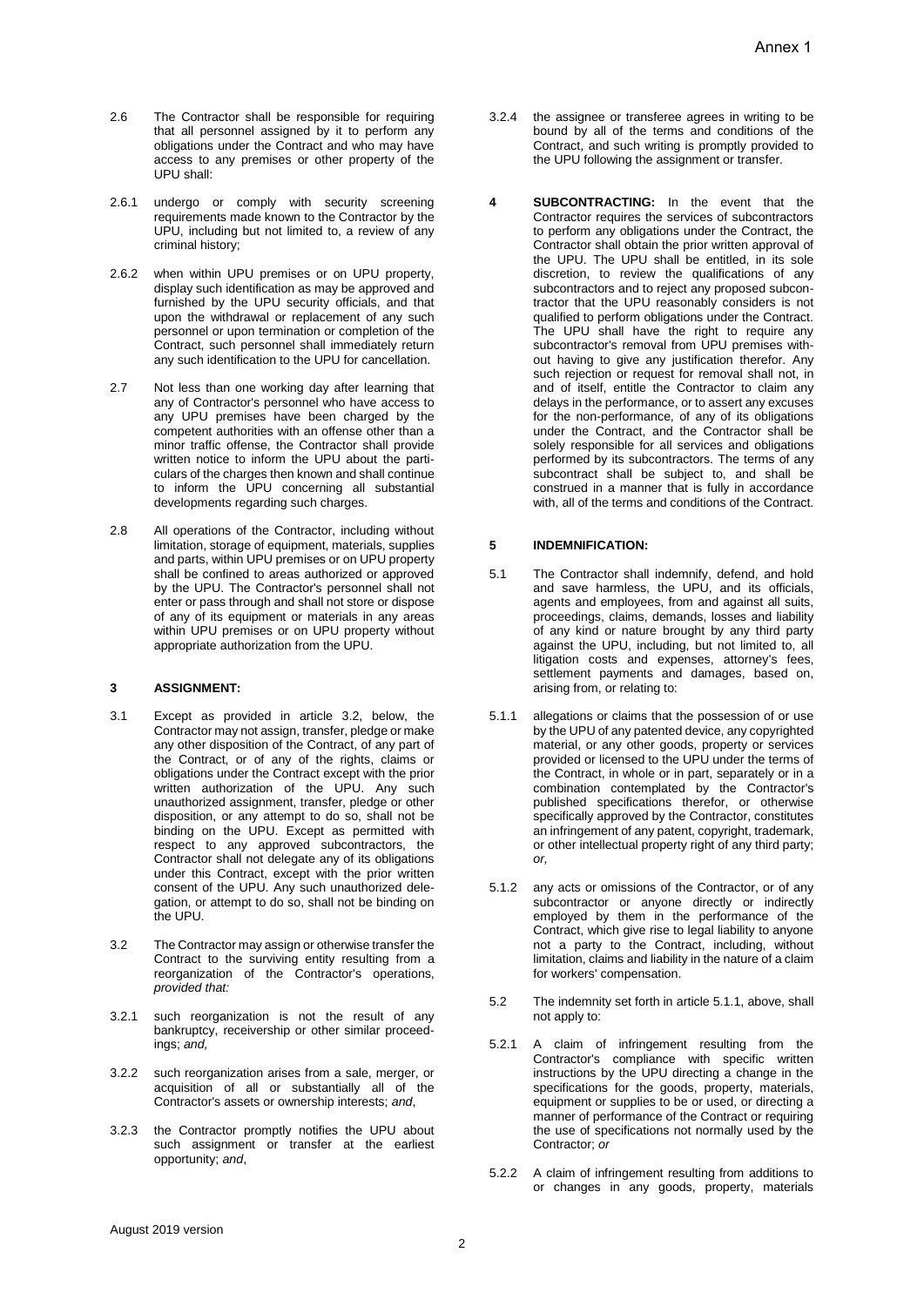2.6 The Contractor shall be responsible for requiring that all personnel assigned by it to perform any obligations under the Contract and who may have access to any premises or other property of the UPU shall:

2.6.1 undergo or comply with security screening requirements made known to the Contractor by the UPU, including but not limited to, a review of any criminal history;

2.6.2 when within UPU premises or on UPU property, display such identification as may be approved and furnished by the UPU security officials, and that upon the withdrawal or replacement of any such personnel or upon termination or completion of the Contract, such personnel shall immediately return any such identification to the UPU for cancellation.

2.7 Not less than one working day after learning that any of Contractor's personnel who have access to any UPU premises have been charged by the competent authorities with an offense other than a minor traffic offense, the Contractor shall provide written notice to inform the UPU about the particulars of the charges then known and shall continue to inform the UPU concerning all substantial developments regarding such charges.

2.8 All operations of the Contractor, including without limitation, storage of equipment, materials, supplies and parts, within UPU premises or on UPU property shall be confined to areas authorized or approved by the UPU. The Contractor's personnel shall not enter or pass through and shall not store or dispose of any of its equipment or materials in any areas within UPU premises or on UPU property without appropriate authorization from the UPU.

**3 ASSIGNMENT:**

3.1 Except as provided in article 3.2, below, the Contractor may not assign, transfer, pledge or make any other disposition of the Contract, of any part of the Contract, or of any of the rights, claims or obligations under the Contract except with the prior written authorization of the UPU. Any such unauthorized assignment, transfer, pledge or other disposition, or any attempt to do so, shall not be binding on the UPU. Except as permitted with respect to any approved subcontractors, the Contractor shall not delegate any of its obligations under this Contract, except with the prior written consent of the UPU. Any such unauthorized delegation, or attempt to do so, shall not be binding on the UPU.

3.2 The Contractor may assign or otherwise transfer the Contract to the surviving entity resulting from a reorganization of the Contractor's operations, *provided that:*

3.2.1 such reorganization is not the result of any bankruptcy, receivership or other similar proceedings; *and,*

3.2.2 such reorganization arises from a sale, merger, or acquisition of all or substantially all of the Contractor's assets or ownership interests; *and*,

3.2.3 the Contractor promptly notifies the UPU about such assignment or transfer at the earliest opportunity; *and*,

3.2.4 the assignee or transferee agrees in writing to be bound by all of the terms and conditions of the Contract, and such writing is promptly provided to the UPU following the assignment or transfer.

**4 SUBCONTRACTING:** In the event that the Contractor requires the services of subcontractors to perform any obligations under the Contract, the Contractor shall obtain the prior written approval of the UPU. The UPU shall be entitled, in its sole discretion, to review the qualifications of any subcontractors and to reject any proposed subcontractor that the UPU reasonably considers is not qualified to perform obligations under the Contract. The UPU shall have the right to require any subcontractor's removal from UPU premises without having to give any justification therefor. Any such rejection or request for removal shall not, in and of itself, entitle the Contractor to claim any delays in the performance, or to assert any excuses for the non-performance, of any of its obligations under the Contract, and the Contractor shall be solely responsible for all services and obligations performed by its subcontractors. The terms of any subcontract shall be subject to, and shall be construed in a manner that is fully in accordance with, all of the terms and conditions of the Contract.

**5 INDEMNIFICATION:**

5.1 The Contractor shall indemnify, defend, and hold and save harmless, the UPU, and its officials, agents and employees, from and against all suits, proceedings, claims, demands, losses and liability of any kind or nature brought by any third party against the UPU, including, but not limited to, all litigation costs and expenses, attorney's fees, settlement payments and damages, based on, arising from, or relating to:

5.1.1 allegations or claims that the possession of or use by the UPU of any patented device, any copyrighted material, or any other goods, property or services provided or licensed to the UPU under the terms of the Contract, in whole or in part, separately or in a combination contemplated by the Contractor's published specifications therefor, or otherwise specifically approved by the Contractor, constitutes an infringement of any patent, copyright, trademark, or other intellectual property right of any third party; *or,*

5.1.2 any acts or omissions of the Contractor, or of any subcontractor or anyone directly or indirectly employed by them in the performance of the Contract, which give rise to legal liability to anyone not a party to the Contract, including, without limitation, claims and liability in the nature of a claim for workers' compensation.

5.2 The indemnity set forth in article 5.1.1, above, shall not apply to:

5.2.1 A claim of infringement resulting from the Contractor's compliance with specific written instructions by the UPU directing a change in the specifications for the goods, property, materials, equipment or supplies to be or used, or directing a manner of performance of the Contract or requiring the use of specifications not normally used by the Contractor; *or*

5.2.2 A claim of infringement resulting from additions to or changes in any goods, property, materials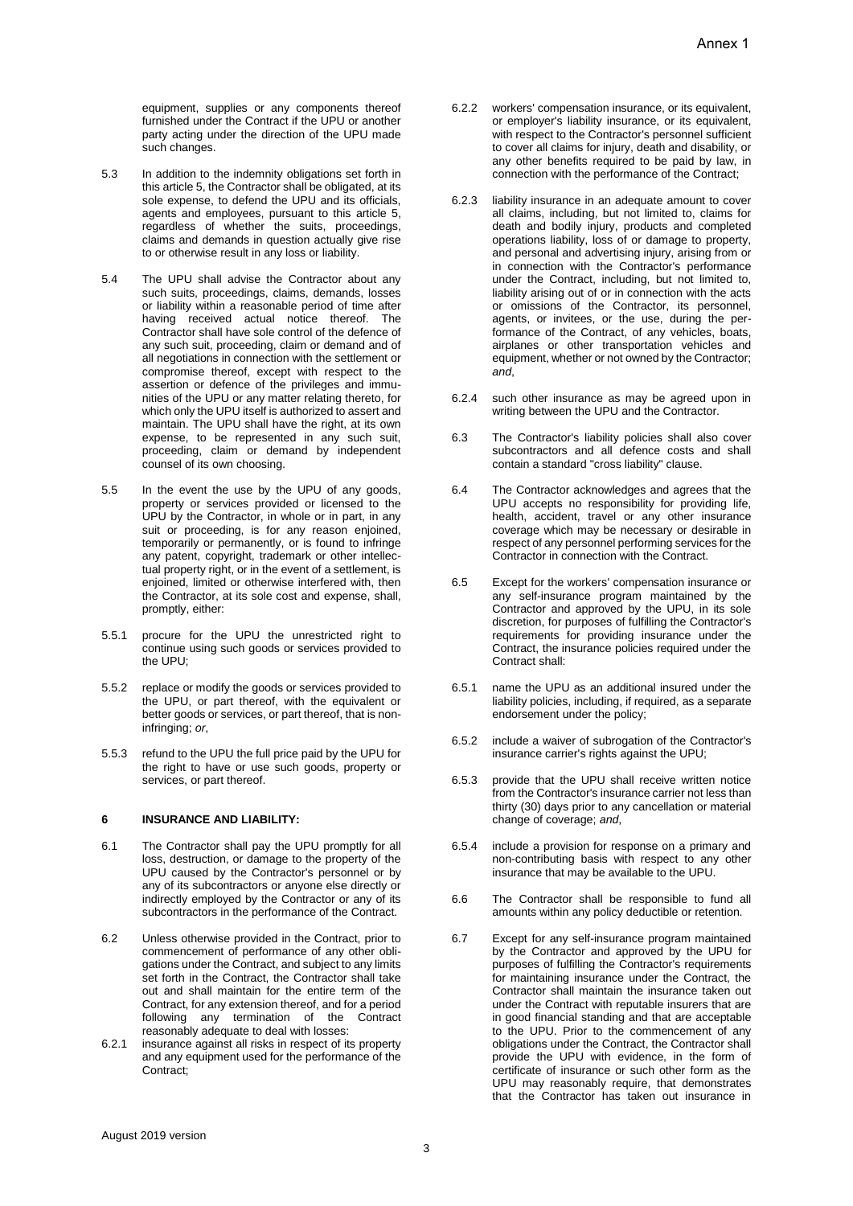equipment, supplies or any components thereof furnished under the Contract if the UPU or another party acting under the direction of the UPU made such changes.

5.3 In addition to the indemnity obligations set forth in this article 5, the Contractor shall be obligated, at its sole expense, to defend the UPU and its officials, agents and employees, pursuant to this article 5, regardless of whether the suits, proceedings, claims and demands in question actually give rise to or otherwise result in any loss or liability.

5.4 The UPU shall advise the Contractor about any such suits, proceedings, claims, demands, losses or liability within a reasonable period of time after having received actual notice thereof. The Contractor shall have sole control of the defence of any such suit, proceeding, claim or demand and of all negotiations in connection with the settlement or compromise thereof, except with respect to the assertion or defence of the privileges and immunities of the UPU or any matter relating thereto, for which only the UPU itself is authorized to assert and maintain. The UPU shall have the right, at its own expense, to be represented in any such suit, proceeding, claim or demand by independent counsel of its own choosing.

5.5 In the event the use by the UPU of any goods, property or services provided or licensed to the UPU by the Contractor, in whole or in part, in any suit or proceeding, is for any reason enjoined, temporarily or permanently, or is found to infringe any patent, copyright, trademark or other intellectual property right, or in the event of a settlement, is enjoined, limited or otherwise interfered with, then the Contractor, at its sole cost and expense, shall, promptly, either:

5.5.1 procure for the UPU the unrestricted right to continue using such goods or services provided to the UPU;

5.5.2 replace or modify the goods or services provided to the UPU, or part thereof, with the equivalent or better goods or services, or part thereof, that is non-infringing; *or*,

5.5.3 refund to the UPU the full price paid by the UPU for the right to have or use such goods, property or services, or part thereof.

## 6 INSURANCE AND LIABILITY:

6.1 The Contractor shall pay the UPU promptly for all loss, destruction, or damage to the property of the UPU caused by the Contractor's personnel or by any of its subcontractors or anyone else directly or indirectly employed by the Contractor or any of its subcontractors in the performance of the Contract.

6.2 Unless otherwise provided in the Contract, prior to commencement of performance of any other obligations under the Contract, and subject to any limits set forth in the Contract, the Contractor shall take out and shall maintain for the entire term of the Contract, for any extension thereof, and for a period following any termination of the Contract reasonably adequate to deal with losses:

6.2.1 insurance against all risks in respect of its property and any equipment used for the performance of the Contract;

6.2.2 workers' compensation insurance, or its equivalent, or employer's liability insurance, or its equivalent, with respect to the Contractor's personnel sufficient to cover all claims for injury, death and disability, or any other benefits required to be paid by law, in connection with the performance of the Contract;

6.2.3 liability insurance in an adequate amount to cover all claims, including, but not limited to, claims for death and bodily injury, products and completed operations liability, loss of or damage to property, and personal and advertising injury, arising from or in connection with the Contractor's performance under the Contract, including, but not limited to, liability arising out of or in connection with the acts or omissions of the Contractor, its personnel, agents, or invitees, or the use, during the performance of the Contract, of any vehicles, boats, airplanes or other transportation vehicles and equipment, whether or not owned by the Contractor; *and*,

6.2.4 such other insurance as may be agreed upon in writing between the UPU and the Contractor.

6.3 The Contractor's liability policies shall also cover subcontractors and all defence costs and shall contain a standard "cross liability" clause.

6.4 The Contractor acknowledges and agrees that the UPU accepts no responsibility for providing life, health, accident, travel or any other insurance coverage which may be necessary or desirable in respect of any personnel performing services for the Contractor in connection with the Contract.

6.5 Except for the workers' compensation insurance or any self-insurance program maintained by the Contractor and approved by the UPU, in its sole discretion, for purposes of fulfilling the Contractor's requirements for providing insurance under the Contract, the insurance policies required under the Contract shall:

6.5.1 name the UPU as an additional insured under the liability policies, including, if required, as a separate endorsement under the policy;

6.5.2 include a waiver of subrogation of the Contractor's insurance carrier's rights against the UPU;

6.5.3 provide that the UPU shall receive written notice from the Contractor's insurance carrier not less than thirty (30) days prior to any cancellation or material change of coverage; *and*,

6.5.4 include a provision for response on a primary and non-contributing basis with respect to any other insurance that may be available to the UPU.

6.6 The Contractor shall be responsible to fund all amounts within any policy deductible or retention.

6.7 Except for any self-insurance program maintained by the Contractor and approved by the UPU for purposes of fulfilling the Contractor's requirements for maintaining insurance under the Contract, the Contractor shall maintain the insurance taken out under the Contract with reputable insurers that are in good financial standing and that are acceptable to the UPU. Prior to the commencement of any obligations under the Contract, the Contractor shall provide the UPU with evidence, in the form of certificate of insurance or such other form as the UPU may reasonably require, that demonstrates that the Contractor has taken out insurance in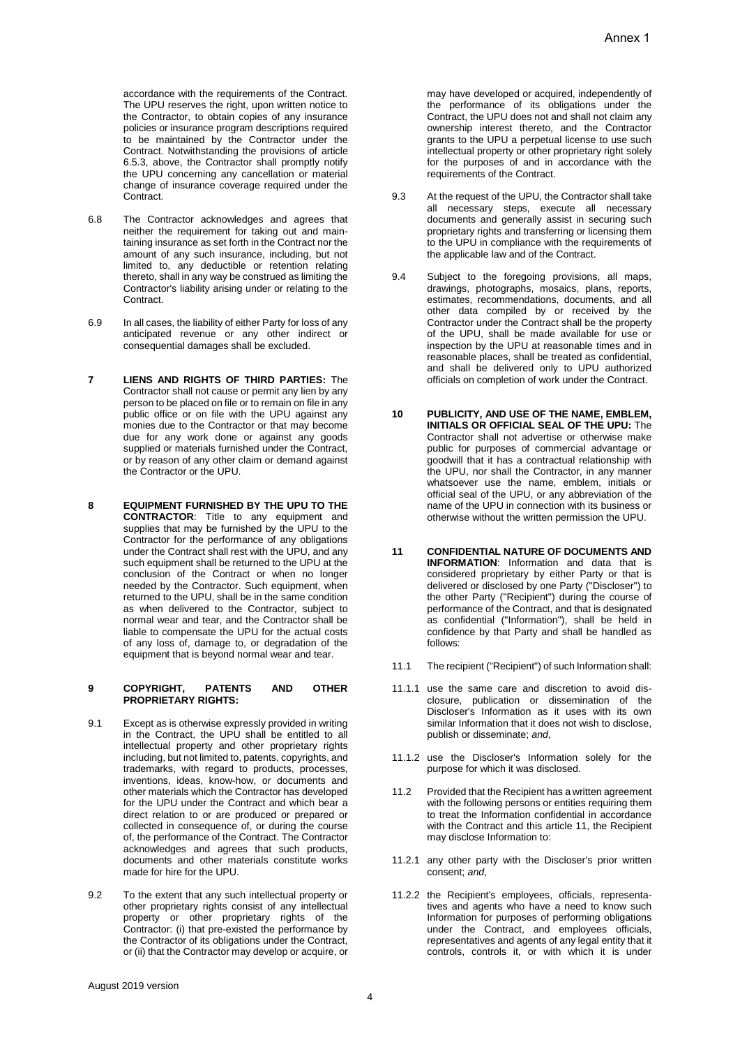accordance with the requirements of the Contract. The UPU reserves the right, upon written notice to the Contractor, to obtain copies of any insurance policies or insurance program descriptions required to be maintained by the Contractor under the Contract. Notwithstanding the provisions of article 6.5.3, above, the Contractor shall promptly notify the UPU concerning any cancellation or material change of insurance coverage required under the Contract.

6.8 The Contractor acknowledges and agrees that neither the requirement for taking out and maintaining insurance as set forth in the Contract nor the amount of any such insurance, including, but not limited to, any deductible or retention relating thereto, shall in any way be construed as limiting the Contractor's liability arising under or relating to the Contract.

6.9 In all cases, the liability of either Party for loss of any anticipated revenue or any other indirect or consequential damages shall be excluded.

**7 LIENS AND RIGHTS OF THIRD PARTIES:** The Contractor shall not cause or permit any lien by any person to be placed on file or to remain on file in any public office or on file with the UPU against any monies due to the Contractor or that may become due for any work done or against any goods supplied or materials furnished under the Contract, or by reason of any other claim or demand against the Contractor or the UPU.

**8 EQUIPMENT FURNISHED BY THE UPU TO THE CONTRACTOR**: Title to any equipment and supplies that may be furnished by the UPU to the Contractor for the performance of any obligations under the Contract shall rest with the UPU, and any such equipment shall be returned to the UPU at the conclusion of the Contract or when no longer needed by the Contractor. Such equipment, when returned to the UPU, shall be in the same condition as when delivered to the Contractor, subject to normal wear and tear, and the Contractor shall be liable to compensate the UPU for the actual costs of any loss of, damage to, or degradation of the equipment that is beyond normal wear and tear.

**9 COPYRIGHT, PATENTS AND OTHER PROPRIETARY RIGHTS:**

9.1 Except as is otherwise expressly provided in writing in the Contract, the UPU shall be entitled to all intellectual property and other proprietary rights including, but not limited to, patents, copyrights, and trademarks, with regard to products, processes, inventions, ideas, know-how, or documents and other materials which the Contractor has developed for the UPU under the Contract and which bear a direct relation to or are produced or prepared or collected in consequence of, or during the course of, the performance of the Contract. The Contractor acknowledges and agrees that such products, documents and other materials constitute works made for hire for the UPU.

9.2 To the extent that any such intellectual property or other proprietary rights consist of any intellectual property or other proprietary rights of the Contractor: (i) that pre-existed the performance by the Contractor of its obligations under the Contract, or (ii) that the Contractor may develop or acquire, or may have developed or acquired, independently of the performance of its obligations under the Contract, the UPU does not and shall not claim any ownership interest thereto, and the Contractor grants to the UPU a perpetual license to use such intellectual property or other proprietary right solely for the purposes of and in accordance with the requirements of the Contract.

9.3 At the request of the UPU, the Contractor shall take all necessary steps, execute all necessary documents and generally assist in securing such proprietary rights and transferring or licensing them to the UPU in compliance with the requirements of the applicable law and of the Contract.

9.4 Subject to the foregoing provisions, all maps, drawings, photographs, mosaics, plans, reports, estimates, recommendations, documents, and all other data compiled by or received by the Contractor under the Contract shall be the property of the UPU, shall be made available for use or inspection by the UPU at reasonable times and in reasonable places, shall be treated as confidential, and shall be delivered only to UPU authorized officials on completion of work under the Contract.

**10 PUBLICITY, AND USE OF THE NAME, EMBLEM, INITIALS OR OFFICIAL SEAL OF THE UPU:** The Contractor shall not advertise or otherwise make public for purposes of commercial advantage or goodwill that it has a contractual relationship with the UPU, nor shall the Contractor, in any manner whatsoever use the name, emblem, initials or official seal of the UPU, or any abbreviation of the name of the UPU in connection with its business or otherwise without the written permission the UPU.

**11 CONFIDENTIAL NATURE OF DOCUMENTS AND INFORMATION**: Information and data that is considered proprietary by either Party or that is delivered or disclosed by one Party ("Discloser") to the other Party ("Recipient") during the course of performance of the Contract, and that is designated as confidential ("Information"), shall be held in confidence by that Party and shall be handled as follows:

11.1 The recipient ("Recipient") of such Information shall:

11.1.1 use the same care and discretion to avoid disclosure, publication or dissemination of the Discloser's Information as it uses with its own similar Information that it does not wish to disclose, publish or disseminate; *and*,

11.1.2 use the Discloser's Information solely for the purpose for which it was disclosed.

11.2 Provided that the Recipient has a written agreement with the following persons or entities requiring them to treat the Information confidential in accordance with the Contract and this article 11, the Recipient may disclose Information to:

11.2.1 any other party with the Discloser's prior written consent; *and*,

11.2.2 the Recipient's employees, officials, representatives and agents who have a need to know such Information for purposes of performing obligations under the Contract, and employees officials, representatives and agents of any legal entity that it controls, controls it, or with which it is under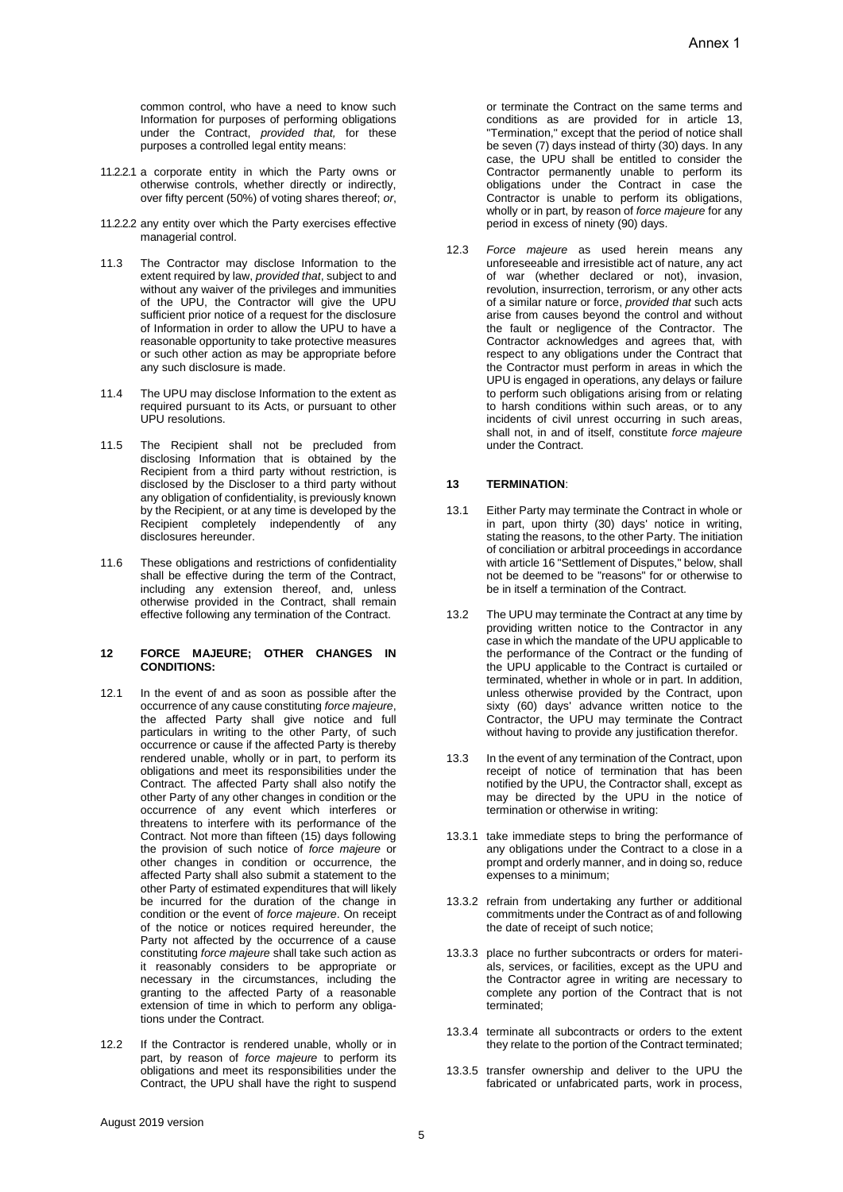common control, who have a need to know such Information for purposes of performing obligations under the Contract, *provided that,* for these purposes a controlled legal entity means:

11.2.2.1 a corporate entity in which the Party owns or otherwise controls, whether directly or indirectly, over fifty percent (50%) of voting shares thereof; *or*,

11.2.2.2 any entity over which the Party exercises effective managerial control.

11.3 The Contractor may disclose Information to the extent required by law, *provided that*, subject to and without any waiver of the privileges and immunities of the UPU, the Contractor will give the UPU sufficient prior notice of a request for the disclosure of Information in order to allow the UPU to have a reasonable opportunity to take protective measures or such other action as may be appropriate before any such disclosure is made.

11.4 The UPU may disclose Information to the extent as required pursuant to its Acts, or pursuant to other UPU resolutions.

11.5 The Recipient shall not be precluded from disclosing Information that is obtained by the Recipient from a third party without restriction, is disclosed by the Discloser to a third party without any obligation of confidentiality, is previously known by the Recipient, or at any time is developed by the Recipient completely independently of any disclosures hereunder.

11.6 These obligations and restrictions of confidentiality shall be effective during the term of the Contract, including any extension thereof, and, unless otherwise provided in the Contract, shall remain effective following any termination of the Contract.

## 12 FORCE MAJEURE; OTHER CHANGES IN CONDITIONS:

12.1 In the event of and as soon as possible after the occurrence of any cause constituting *force majeure*, the affected Party shall give notice and full particulars in writing to the other Party, of such occurrence or cause if the affected Party is thereby rendered unable, wholly or in part, to perform its obligations and meet its responsibilities under the Contract. The affected Party shall also notify the other Party of any other changes in condition or the occurrence of any event which interferes or threatens to interfere with its performance of the Contract. Not more than fifteen (15) days following the provision of such notice of *force majeure* or other changes in condition or occurrence, the affected Party shall also submit a statement to the other Party of estimated expenditures that will likely be incurred for the duration of the change in condition or the event of *force majeure*. On receipt of the notice or notices required hereunder, the Party not affected by the occurrence of a cause constituting *force majeure* shall take such action as it reasonably considers to be appropriate or necessary in the circumstances, including the granting to the affected Party of a reasonable extension of time in which to perform any obligations under the Contract.

12.2 If the Contractor is rendered unable, wholly or in part, by reason of *force majeure* to perform its obligations and meet its responsibilities under the Contract, the UPU shall have the right to suspend or terminate the Contract on the same terms and conditions as are provided for in article 13, "Termination," except that the period of notice shall be seven (7) days instead of thirty (30) days. In any case, the UPU shall be entitled to consider the Contractor permanently unable to perform its obligations under the Contract in case the Contractor is unable to perform its obligations, wholly or in part, by reason of *force majeure* for any period in excess of ninety (90) days.

12.3 *Force majeure* as used herein means any unforeseeable and irresistible act of nature, any act of war (whether declared or not), invasion, revolution, insurrection, terrorism, or any other acts of a similar nature or force, *provided that* such acts arise from causes beyond the control and without the fault or negligence of the Contractor. The Contractor acknowledges and agrees that, with respect to any obligations under the Contract that the Contractor must perform in areas in which the UPU is engaged in operations, any delays or failure to perform such obligations arising from or relating to harsh conditions within such areas, or to any incidents of civil unrest occurring in such areas, shall not, in and of itself, constitute *force majeure* under the Contract.

## 13 TERMINATION:

13.1 Either Party may terminate the Contract in whole or in part, upon thirty (30) days' notice in writing, stating the reasons, to the other Party. The initiation of conciliation or arbitral proceedings in accordance with article 16 "Settlement of Disputes," below, shall not be deemed to be "reasons" for or otherwise to be in itself a termination of the Contract.

13.2 The UPU may terminate the Contract at any time by providing written notice to the Contractor in any case in which the mandate of the UPU applicable to the performance of the Contract or the funding of the UPU applicable to the Contract is curtailed or terminated, whether in whole or in part. In addition, unless otherwise provided by the Contract, upon sixty (60) days' advance written notice to the Contractor, the UPU may terminate the Contract without having to provide any justification therefor.

13.3 In the event of any termination of the Contract, upon receipt of notice of termination that has been notified by the UPU, the Contractor shall, except as may be directed by the UPU in the notice of termination or otherwise in writing:

13.3.1 take immediate steps to bring the performance of any obligations under the Contract to a close in a prompt and orderly manner, and in doing so, reduce expenses to a minimum;

13.3.2 refrain from undertaking any further or additional commitments under the Contract as of and following the date of receipt of such notice;

13.3.3 place no further subcontracts or orders for materials, services, or facilities, except as the UPU and the Contractor agree in writing are necessary to complete any portion of the Contract that is not terminated;

13.3.4 terminate all subcontracts or orders to the extent they relate to the portion of the Contract terminated;

13.3.5 transfer ownership and deliver to the UPU the fabricated or unfabricated parts, work in process,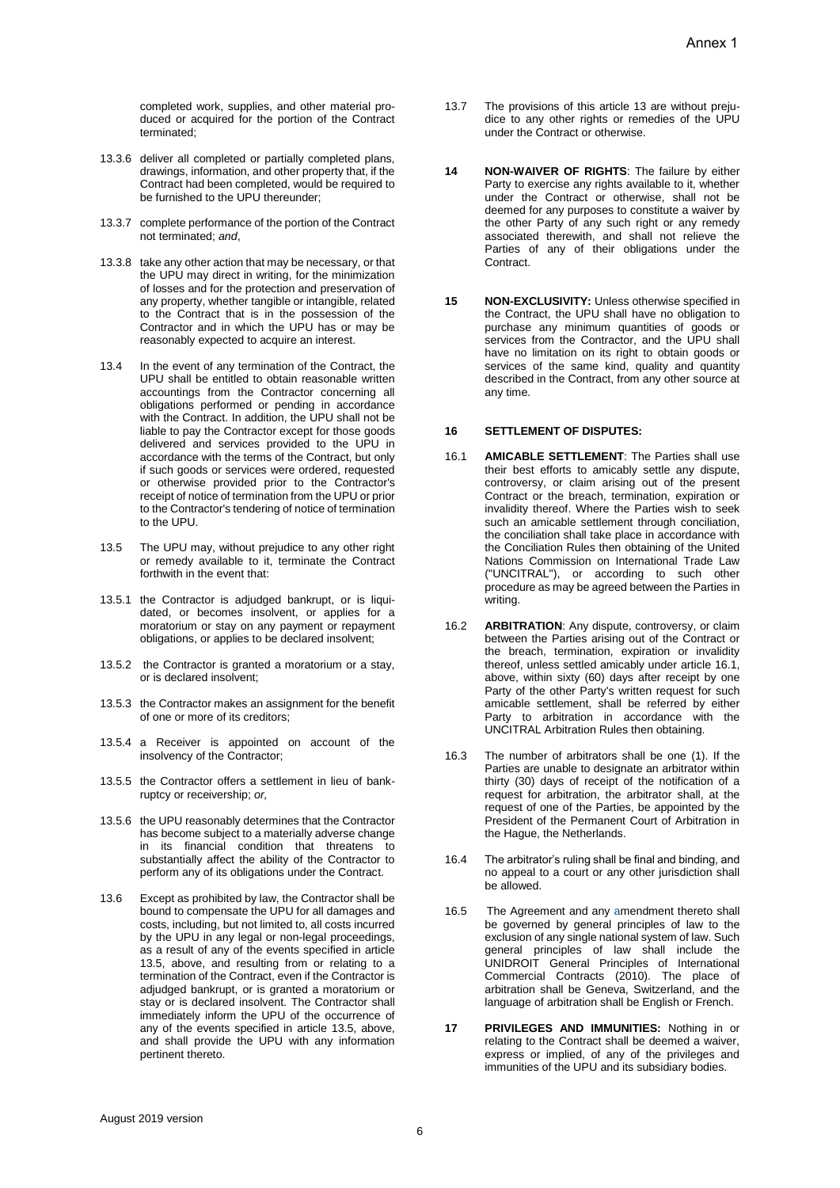completed work, supplies, and other material produced or acquired for the portion of the Contract terminated;

13.3.6 deliver all completed or partially completed plans, drawings, information, and other property that, if the Contract had been completed, would be required to be furnished to the UPU thereunder;

13.3.7 complete performance of the portion of the Contract not terminated; *and*,

13.3.8 take any other action that may be necessary, or that the UPU may direct in writing, for the minimization of losses and for the protection and preservation of any property, whether tangible or intangible, related to the Contract that is in the possession of the Contractor and in which the UPU has or may be reasonably expected to acquire an interest.

13.4 In the event of any termination of the Contract, the UPU shall be entitled to obtain reasonable written accountings from the Contractor concerning all obligations performed or pending in accordance with the Contract. In addition, the UPU shall not be liable to pay the Contractor except for those goods delivered and services provided to the UPU in accordance with the terms of the Contract, but only if such goods or services were ordered, requested or otherwise provided prior to the Contractor's receipt of notice of termination from the UPU or prior to the Contractor's tendering of notice of termination to the UPU.

13.5 The UPU may, without prejudice to any other right or remedy available to it, terminate the Contract forthwith in the event that:

13.5.1 the Contractor is adjudged bankrupt, or is liquidated, or becomes insolvent, or applies for a moratorium or stay on any payment or repayment obligations, or applies to be declared insolvent;

13.5.2 the Contractor is granted a moratorium or a stay, or is declared insolvent;

13.5.3 the Contractor makes an assignment for the benefit of one or more of its creditors;

13.5.4 a Receiver is appointed on account of the insolvency of the Contractor;

13.5.5 the Contractor offers a settlement in lieu of bankruptcy or receivership; *or,*

13.5.6 the UPU reasonably determines that the Contractor has become subject to a materially adverse change in its financial condition that threatens to substantially affect the ability of the Contractor to perform any of its obligations under the Contract.

13.6 Except as prohibited by law, the Contractor shall be bound to compensate the UPU for all damages and costs, including, but not limited to, all costs incurred by the UPU in any legal or non-legal proceedings, as a result of any of the events specified in article 13.5, above, and resulting from or relating to a termination of the Contract, even if the Contractor is adjudged bankrupt, or is granted a moratorium or stay or is declared insolvent. The Contractor shall immediately inform the UPU of the occurrence of any of the events specified in article 13.5, above, and shall provide the UPU with any information pertinent thereto.

13.7 The provisions of this article 13 are without prejudice to any other rights or remedies of the UPU under the Contract or otherwise.

**14 NON-WAIVER OF RIGHTS**: The failure by either Party to exercise any rights available to it, whether under the Contract or otherwise, shall not be deemed for any purposes to constitute a waiver by the other Party of any such right or any remedy associated therewith, and shall not relieve the Parties of any of their obligations under the Contract.

**15 NON-EXCLUSIVITY:** Unless otherwise specified in the Contract, the UPU shall have no obligation to purchase any minimum quantities of goods or services from the Contractor, and the UPU shall have no limitation on its right to obtain goods or services of the same kind, quality and quantity described in the Contract, from any other source at any time.

**16 SETTLEMENT OF DISPUTES:**

16.1 **AMICABLE SETTLEMENT**: The Parties shall use their best efforts to amicably settle any dispute, controversy, or claim arising out of the present Contract or the breach, termination, expiration or invalidity thereof. Where the Parties wish to seek such an amicable settlement through conciliation, the conciliation shall take place in accordance with the Conciliation Rules then obtaining of the United Nations Commission on International Trade Law ("UNCITRAL"), or according to such other procedure as may be agreed between the Parties in writing.

16.2 **ARBITRATION**: Any dispute, controversy, or claim between the Parties arising out of the Contract or the breach, termination, expiration or invalidity thereof, unless settled amicably under article 16.1, above, within sixty (60) days after receipt by one Party of the other Party's written request for such amicable settlement, shall be referred by either Party to arbitration in accordance with the UNCITRAL Arbitration Rules then obtaining.

16.3 The number of arbitrators shall be one (1). If the Parties are unable to designate an arbitrator within thirty (30) days of receipt of the notification of a request for arbitration, the arbitrator shall, at the request of one of the Parties, be appointed by the President of the Permanent Court of Arbitration in the Hague, the Netherlands.

16.4 The arbitrator's ruling shall be final and binding, and no appeal to a court or any other jurisdiction shall be allowed.

16.5 The Agreement and any amendment thereto shall be governed by general principles of law to the exclusion of any single national system of law. Such general principles of law shall include the UNIDROIT General Principles of International Commercial Contracts (2010). The place of arbitration shall be Geneva, Switzerland, and the language of arbitration shall be English or French.

**17 PRIVILEGES AND IMMUNITIES:** Nothing in or relating to the Contract shall be deemed a waiver, express or implied, of any of the privileges and immunities of the UPU and its subsidiary bodies.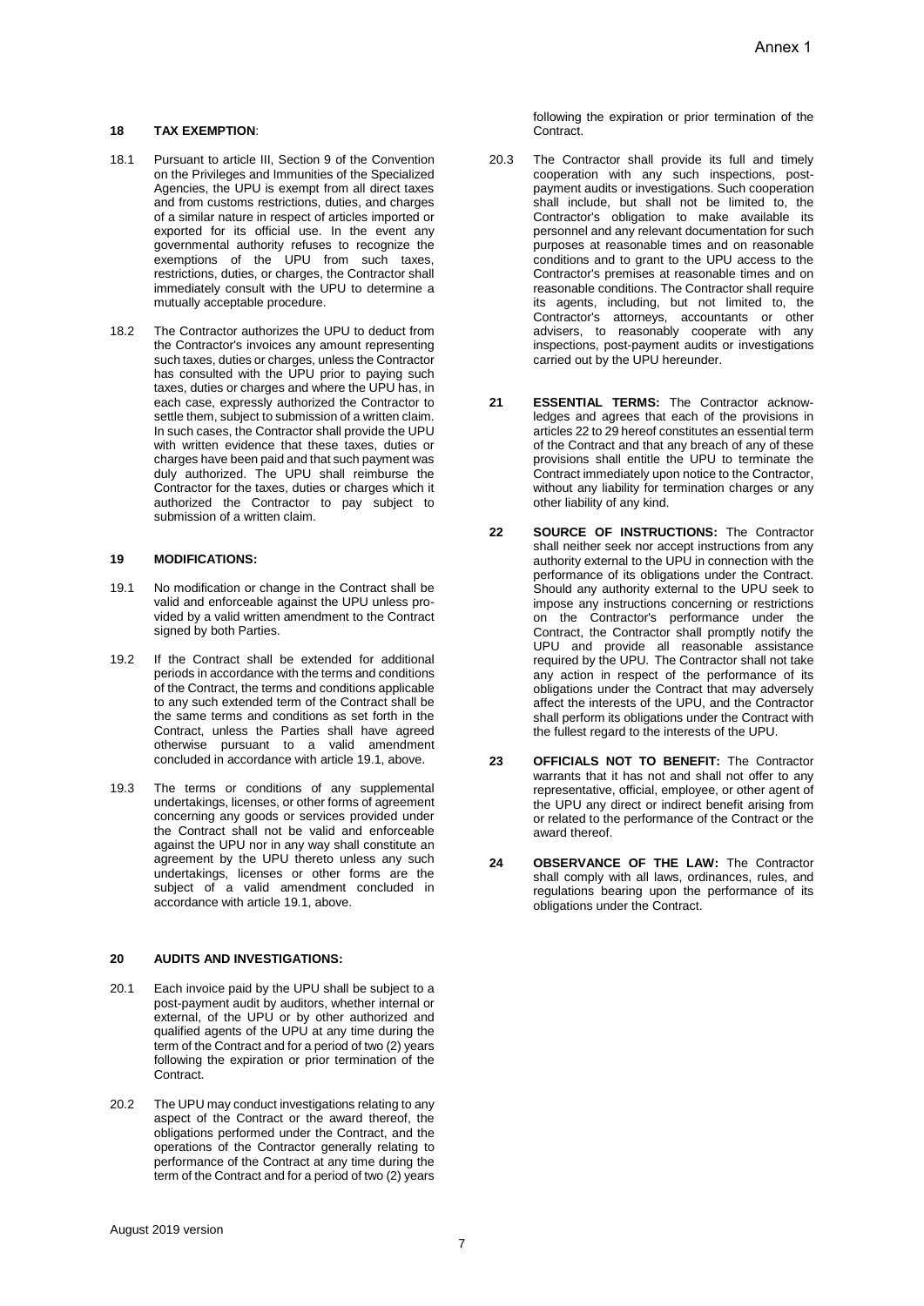### 18 TAX EXEMPTION:

18.1 Pursuant to article III, Section 9 of the Convention on the Privileges and Immunities of the Specialized Agencies, the UPU is exempt from all direct taxes and from customs restrictions, duties, and charges of a similar nature in respect of articles imported or exported for its official use. In the event any governmental authority refuses to recognize the exemptions of the UPU from such taxes, restrictions, duties, or charges, the Contractor shall immediately consult with the UPU to determine a mutually acceptable procedure.

18.2 The Contractor authorizes the UPU to deduct from the Contractor's invoices any amount representing such taxes, duties or charges, unless the Contractor has consulted with the UPU prior to paying such taxes, duties or charges and where the UPU has, in each case, expressly authorized the Contractor to settle them, subject to submission of a written claim. In such cases, the Contractor shall provide the UPU with written evidence that these taxes, duties or charges have been paid and that such payment was duly authorized. The UPU shall reimburse the Contractor for the taxes, duties or charges which it authorized the Contractor to pay subject to submission of a written claim.

### 19 MODIFICATIONS:

19.1 No modification or change in the Contract shall be valid and enforceable against the UPU unless provided by a valid written amendment to the Contract signed by both Parties.

19.2 If the Contract shall be extended for additional periods in accordance with the terms and conditions of the Contract, the terms and conditions applicable to any such extended term of the Contract shall be the same terms and conditions as set forth in the Contract, unless the Parties shall have agreed otherwise pursuant to a valid amendment concluded in accordance with article 19.1, above.

19.3 The terms or conditions of any supplemental undertakings, licenses, or other forms of agreement concerning any goods or services provided under the Contract shall not be valid and enforceable against the UPU nor in any way shall constitute an agreement by the UPU thereto unless any such undertakings, licenses or other forms are the subject of a valid amendment concluded in accordance with article 19.1, above.

### 20 AUDITS AND INVESTIGATIONS:

20.1 Each invoice paid by the UPU shall be subject to a post-payment audit by auditors, whether internal or external, of the UPU or by other authorized and qualified agents of the UPU at any time during the term of the Contract and for a period of two (2) years following the expiration or prior termination of the Contract.

20.2 The UPU may conduct investigations relating to any aspect of the Contract or the award thereof, the obligations performed under the Contract, and the operations of the Contractor generally relating to performance of the Contract at any time during the term of the Contract and for a period of two (2) years following the expiration or prior termination of the Contract.

20.3 The Contractor shall provide its full and timely cooperation with any such inspections, post-payment audits or investigations. Such cooperation shall include, but shall not be limited to, the Contractor's obligation to make available its personnel and any relevant documentation for such purposes at reasonable times and on reasonable conditions and to grant to the UPU access to the Contractor's premises at reasonable times and on reasonable conditions. The Contractor shall require its agents, including, but not limited to, the Contractor's attorneys, accountants or other advisers, to reasonably cooperate with any inspections, post-payment audits or investigations carried out by the UPU hereunder.

**21 ESSENTIAL TERMS:** The Contractor acknowledges and agrees that each of the provisions in articles 22 to 29 hereof constitutes an essential term of the Contract and that any breach of any of these provisions shall entitle the UPU to terminate the Contract immediately upon notice to the Contractor, without any liability for termination charges or any other liability of any kind.

**22 SOURCE OF INSTRUCTIONS:** The Contractor shall neither seek nor accept instructions from any authority external to the UPU in connection with the performance of its obligations under the Contract. Should any authority external to the UPU seek to impose any instructions concerning or restrictions on the Contractor's performance under the Contract, the Contractor shall promptly notify the UPU and provide all reasonable assistance required by the UPU. The Contractor shall not take any action in respect of the performance of its obligations under the Contract that may adversely affect the interests of the UPU, and the Contractor shall perform its obligations under the Contract with the fullest regard to the interests of the UPU.

**23 OFFICIALS NOT TO BENEFIT:** The Contractor warrants that it has not and shall not offer to any representative, official, employee, or other agent of the UPU any direct or indirect benefit arising from or related to the performance of the Contract or the award thereof.

**24 OBSERVANCE OF THE LAW:** The Contractor shall comply with all laws, ordinances, rules, and regulations bearing upon the performance of its obligations under the Contract.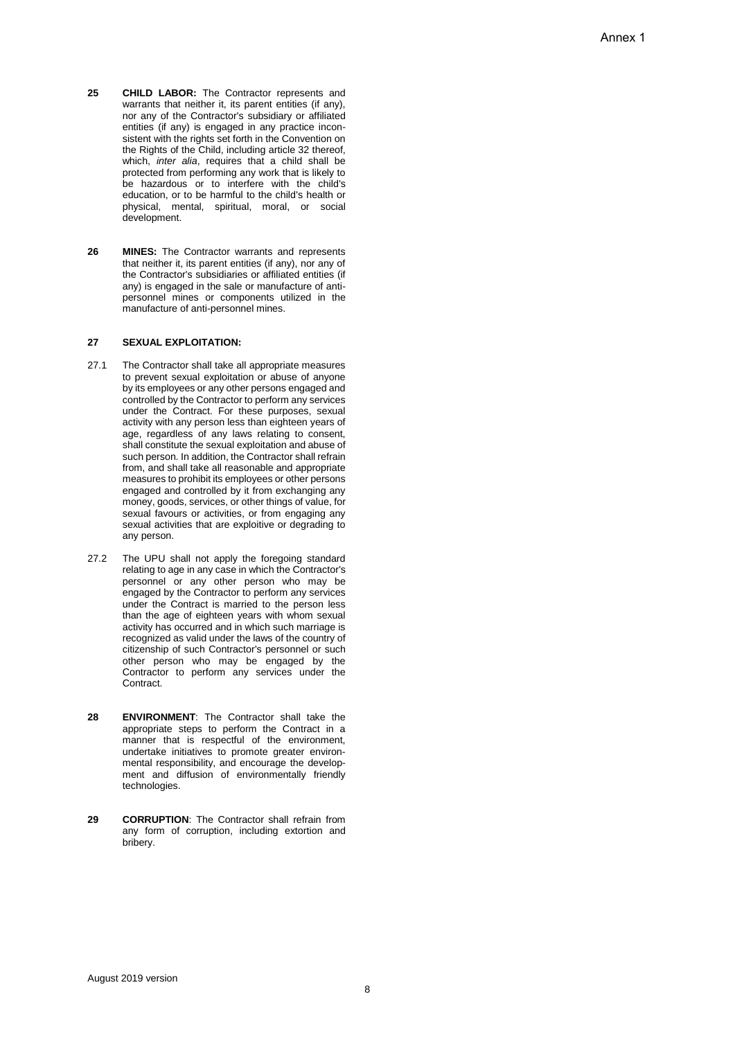**25 CHILD LABOR:** The Contractor represents and warrants that neither it, its parent entities (if any), nor any of the Contractor's subsidiary or affiliated entities (if any) is engaged in any practice inconsistent with the rights set forth in the Convention on the Rights of the Child, including article 32 thereof, which, *inter alia*, requires that a child shall be protected from performing any work that is likely to be hazardous or to interfere with the child's education, or to be harmful to the child's health or physical, mental, spiritual, moral, or social development.

**26 MINES:** The Contractor warrants and represents that neither it, its parent entities (if any), nor any of the Contractor's subsidiaries or affiliated entities (if any) is engaged in the sale or manufacture of anti-personnel mines or components utilized in the manufacture of anti-personnel mines.

**27 SEXUAL EXPLOITATION:**

27.1 The Contractor shall take all appropriate measures to prevent sexual exploitation or abuse of anyone by its employees or any other persons engaged and controlled by the Contractor to perform any services under the Contract. For these purposes, sexual activity with any person less than eighteen years of age, regardless of any laws relating to consent, shall constitute the sexual exploitation and abuse of such person. In addition, the Contractor shall refrain from, and shall take all reasonable and appropriate measures to prohibit its employees or other persons engaged and controlled by it from exchanging any money, goods, services, or other things of value, for sexual favours or activities, or from engaging any sexual activities that are exploitive or degrading to any person.

27.2 The UPU shall not apply the foregoing standard relating to age in any case in which the Contractor's personnel or any other person who may be engaged by the Contractor to perform any services under the Contract is married to the person less than the age of eighteen years with whom sexual activity has occurred and in which such marriage is recognized as valid under the laws of the country of citizenship of such Contractor's personnel or such other person who may be engaged by the Contractor to perform any services under the Contract.

**28 ENVIRONMENT**: The Contractor shall take the appropriate steps to perform the Contract in a manner that is respectful of the environment, undertake initiatives to promote greater environmental responsibility, and encourage the development and diffusion of environmentally friendly technologies.

**29 CORRUPTION**: The Contractor shall refrain from any form of corruption, including extortion and bribery.